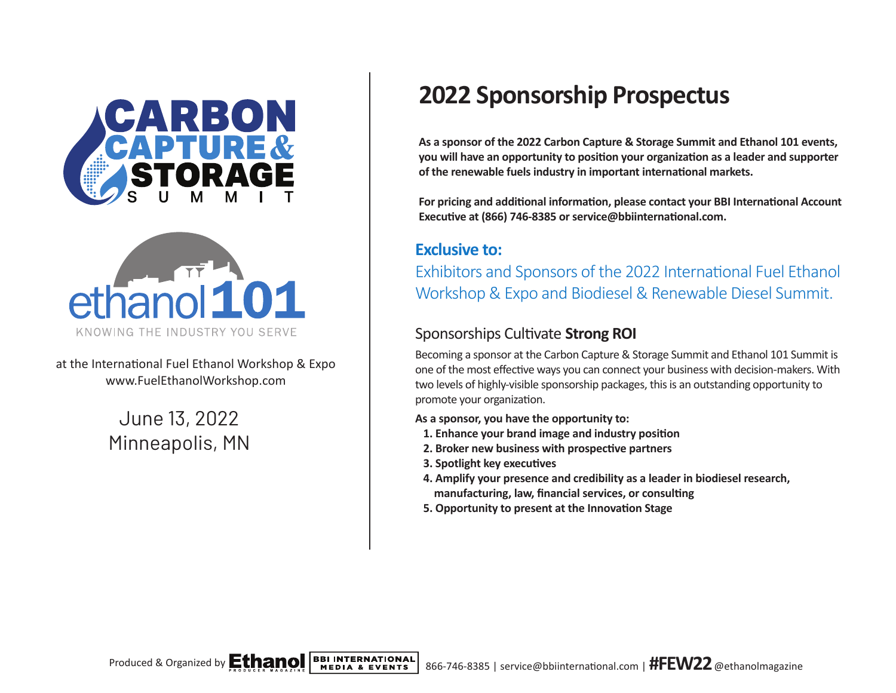CARBON CAPTURE & STORAGE SUMMIT

ethanol 101

KNOWING THE INDUSTRY YOU SERVE

at the International Fuel Ethanol Workshop & Expo
www.FuelEthanolWorkshop.com

June 13, 2022
Minneapolis, MN

# 2022 Sponsorship Prospectus

**As a sponsor of the 2022 Carbon Capture & Storage Summit and Ethanol 101 events, you will have an opportunity to position your organization as a leader and supporter of the renewable fuels industry in important international markets.**

**For pricing and additional information, please contact your BBI International Account Executive at (866) 746-8385 or service@bbiinternational.com.**

## Exclusive to:

Exhibitors and Sponsors of the 2022 International Fuel Ethanol Workshop & Expo and Biodiesel & Renewable Diesel Summit.

### Sponsorships Cultivate **Strong ROI**

Becoming a sponsor at the Carbon Capture & Storage Summit and Ethanol 101 Summit is one of the most effective ways you can connect your business with decision-makers. With two levels of highly-visible sponsorship packages, this is an outstanding opportunity to promote your organization.

**As a sponsor, you have the opportunity to:**

1. **Enhance your brand image and industry position**
2. **Broker new business with prospective partners**
3. **Spotlight key executives**
4. **Amplify your presence and credibility as a leader in biodiesel research, manufacturing, law, financial services, or consulting**
5. **Opportunity to present at the Innovation Stage**

Produced & Organized by Ethanol Producer Magazine | BBI International Media & Events 866-746-8385 | service@bbiinternational.com | #FEW22 @ethanolmagazine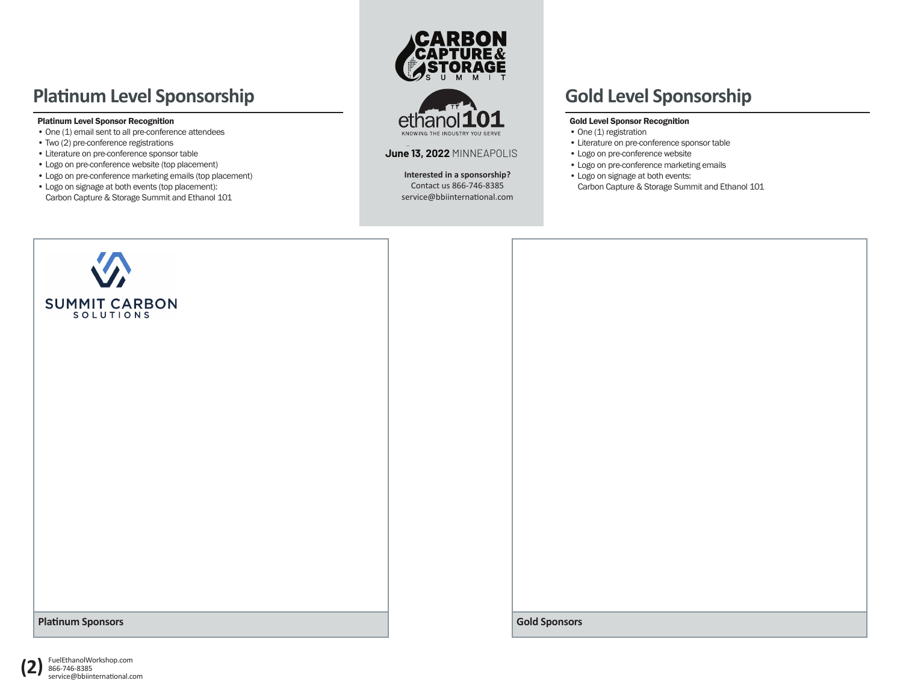## Platinum Level Sponsorship

**Platinum Level Sponsor Recognition**

- One (1) email sent to all pre-conference attendees
- Two (2) pre-conference registrations
- Literature on pre-conference sponsor table
- Logo on pre-conference website (top placement)
- Logo on pre-conference marketing emails (top placement)
- Logo on signage at both events (top placement): Carbon Capture & Storage Summit and Ethanol 101

CARBON CAPTURE & STORAGE SUMMIT

ethanol 101
KNOWING THE INDUSTRY YOU SERVE

**June 13, 2022** MINNEAPOLIS

**Interested in a sponsorship?**
Contact us 866-746-8385
service@bbiinternational.com

## Gold Level Sponsorship

**Gold Level Sponsor Recognition**

- One (1) registration
- Literature on pre-conference sponsor table
- Logo on pre-conference website
- Logo on pre-conference marketing emails
- Logo on signage at both events: Carbon Capture & Storage Summit and Ethanol 101

SUMMIT CARBON SOLUTIONS

**Platinum Sponsors**

**Gold Sponsors**

FuelEthanolWorkshop.com
866-746-8385
service@bbiinternational.com